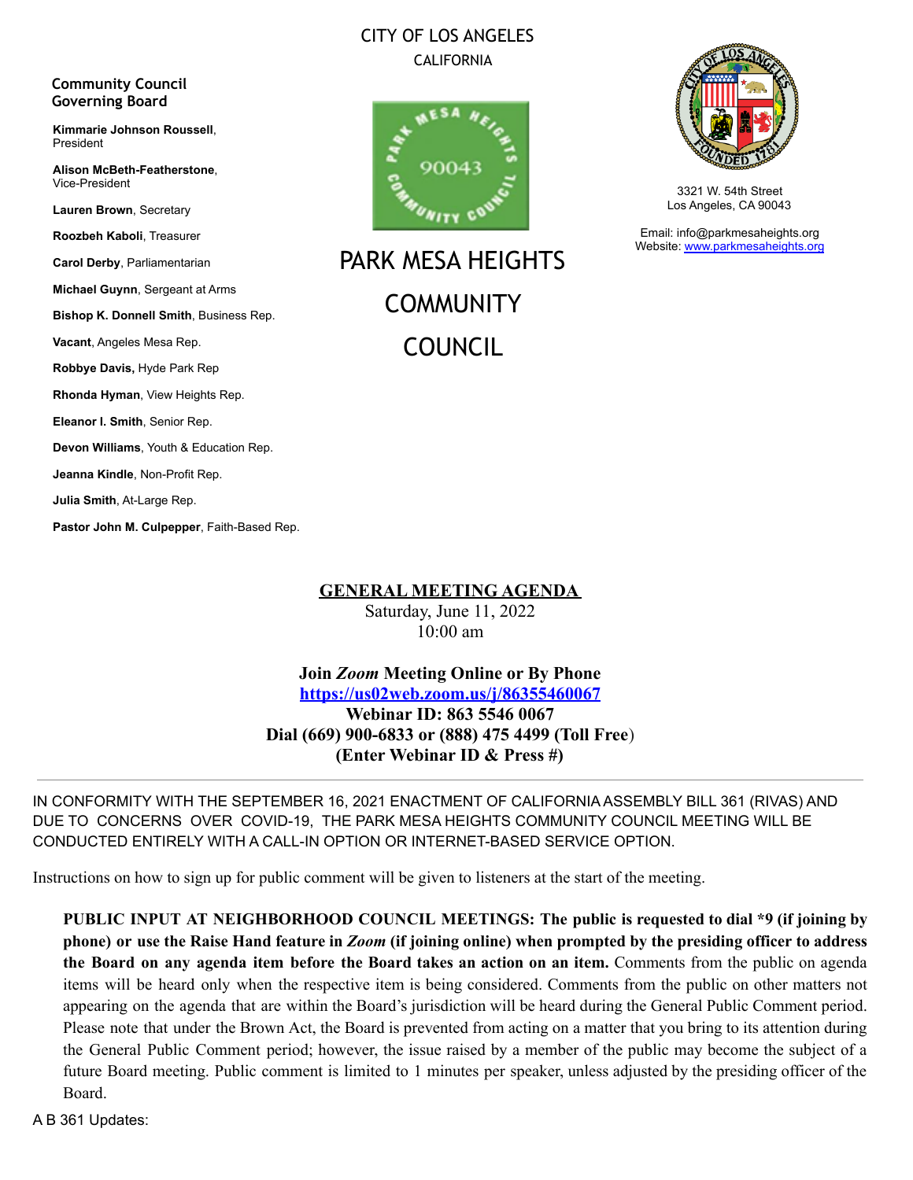CITY OF LOS ANGELES
CALIFORNIA

**Community Council Governing Board**

**Kimmarie Johnson Roussell**, President

**Alison McBeth-Featherstone**, Vice-President

**Lauren Brown**, Secretary

**Roozbeh Kaboli**, Treasurer

**Carol Derby**, Parliamentarian

**Michael Guynn**, Sergeant at Arms

**Bishop K. Donnell Smith**, Business Rep.

**Vacant**, Angeles Mesa Rep.

**Robbye Davis,** Hyde Park Rep

**Rhonda Hyman**, View Heights Rep.

**Eleanor I. Smith**, Senior Rep.

**Devon Williams**, Youth & Education Rep.

**Jeanna Kindle**, Non-Profit Rep.

**Julia Smith**, At-Large Rep.

**Pastor John M. Culpepper**, Faith-Based Rep.

PARK MESA HEIGHTS COMMUNITY COUNCIL 90043

# PARK MESA HEIGHTS COMMUNITY COUNCIL

3321 W. 54th Street
Los Angeles, CA 90043

Email: info@parkmesaheights.org
Website: www.parkmesaheights.org

## GENERAL MEETING AGENDA

Saturday, June 11, 2022
10:00 am

**Join *Zoom* Meeting Online or By Phone**
**https://us02web.zoom.us/j/86355460067**
**Webinar ID: 863 5546 0067**
**Dial (669) 900-6833 or (888) 475 4499 (Toll Free)**
**(Enter Webinar ID & Press #)**

---

IN CONFORMITY WITH THE SEPTEMBER 16, 2021 ENACTMENT OF CALIFORNIA ASSEMBLY BILL 361 (RIVAS) AND DUE TO CONCERNS OVER COVID-19, THE PARK MESA HEIGHTS COMMUNITY COUNCIL MEETING WILL BE CONDUCTED ENTIRELY WITH A CALL-IN OPTION OR INTERNET-BASED SERVICE OPTION.

Instructions on how to sign up for public comment will be given to listeners at the start of the meeting.

**PUBLIC INPUT AT NEIGHBORHOOD COUNCIL MEETINGS: The public is requested to dial *9 (if joining by phone) or use the Raise Hand feature in *Zoom* (if joining online) when prompted by the presiding officer to address the Board on any agenda item before the Board takes an action on an item.** Comments from the public on agenda items will be heard only when the respective item is being considered. Comments from the public on other matters not appearing on the agenda that are within the Board's jurisdiction will be heard during the General Public Comment period. Please note that under the Brown Act, the Board is prevented from acting on a matter that you bring to its attention during the General Public Comment period; however, the issue raised by a member of the public may become the subject of a future Board meeting. Public comment is limited to 1 minutes per speaker, unless adjusted by the presiding officer of the Board.

A B 361 Updates: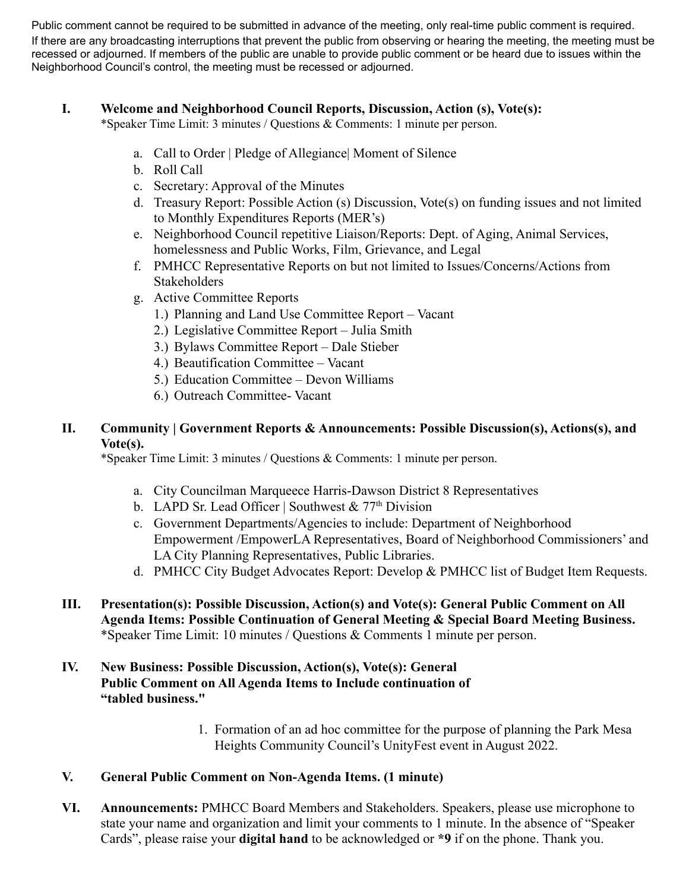Public comment cannot be required to be submitted in advance of the meeting, only real-time public comment is required. If there are any broadcasting interruptions that prevent the public from observing or hearing the meeting, the meeting must be recessed or adjourned. If members of the public are unable to provide public comment or be heard due to issues within the Neighborhood Council's control, the meeting must be recessed or adjourned.

**I. Welcome and Neighborhood Council Reports, Discussion, Action (s), Vote(s):**
*Speaker Time Limit: 3 minutes / Questions & Comments: 1 minute per person.

a. Call to Order | Pledge of Allegiance| Moment of Silence
b. Roll Call
c. Secretary: Approval of the Minutes
d. Treasury Report: Possible Action (s) Discussion, Vote(s) on funding issues and not limited to Monthly Expenditures Reports (MER's)
e. Neighborhood Council repetitive Liaison/Reports: Dept. of Aging, Animal Services, homelessness and Public Works, Film, Grievance, and Legal
f. PMHCC Representative Reports on but not limited to Issues/Concerns/Actions from Stakeholders
g. Active Committee Reports
   1.) Planning and Land Use Committee Report – Vacant
   2.) Legislative Committee Report – Julia Smith
   3.) Bylaws Committee Report – Dale Stieber
   4.) Beautification Committee – Vacant
   5.) Education Committee – Devon Williams
   6.) Outreach Committee- Vacant

**II. Community | Government Reports & Announcements: Possible Discussion(s), Actions(s), and Vote(s).**
*Speaker Time Limit: 3 minutes / Questions & Comments: 1 minute per person.

a. City Councilman Marqueece Harris-Dawson District 8 Representatives
b. LAPD Sr. Lead Officer | Southwest & 77th Division
c. Government Departments/Agencies to include: Department of Neighborhood Empowerment /EmpowerLA Representatives, Board of Neighborhood Commissioners' and LA City Planning Representatives, Public Libraries.
d. PMHCC City Budget Advocates Report: Develop & PMHCC list of Budget Item Requests.

**III. Presentation(s): Possible Discussion, Action(s) and Vote(s): General Public Comment on All Agenda Items: Possible Continuation of General Meeting & Special Board Meeting Business.**
*Speaker Time Limit: 10 minutes / Questions & Comments 1 minute per person.

**IV. New Business: Possible Discussion, Action(s), Vote(s): General Public Comment on All Agenda Items to Include continuation of "tabled business."**

1. Formation of an ad hoc committee for the purpose of planning the Park Mesa Heights Community Council's UnityFest event in August 2022.

**V. General Public Comment on Non-Agenda Items. (1 minute)**

**VI. Announcements:** PMHCC Board Members and Stakeholders. Speakers, please use microphone to state your name and organization and limit your comments to 1 minute. In the absence of "Speaker Cards", please raise your **digital hand** to be acknowledged or ***9** if on the phone. Thank you.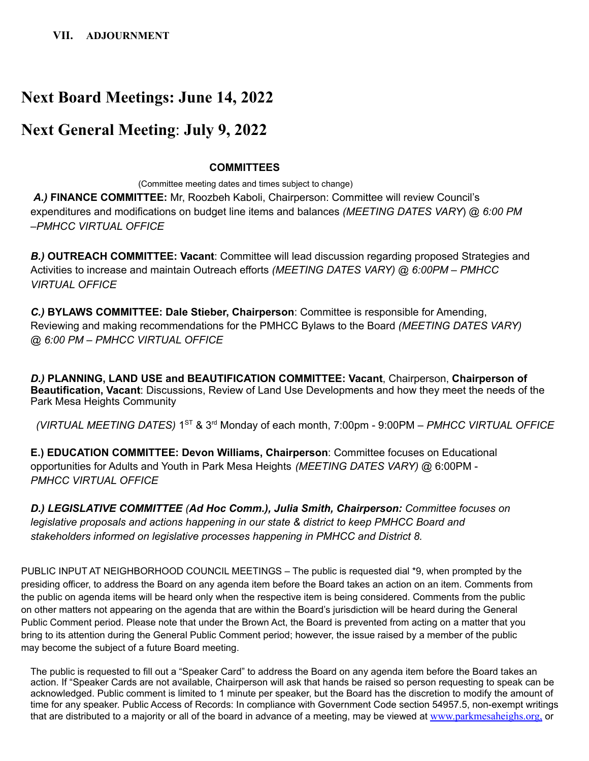**VII. ADJOURNMENT**

# Next Board Meetings: June 14, 2022

# Next General Meeting: July 9, 2022

**COMMITTEES**

(Committee meeting dates and times subject to change)

***A.)* FINANCE COMMITTEE:** Mr, Roozbeh Kaboli, Chairperson: Committee will review Council's expenditures and modifications on budget line items and balances *(MEETING DATES VARY*) @ *6:00 PM –PMHCC VIRTUAL OFFICE*

***B.)* OUTREACH COMMITTEE: Vacant**: Committee will lead discussion regarding proposed Strategies and Activities to increase and maintain Outreach efforts *(MEETING DATES VARY) @ 6:00PM – PMHCC VIRTUAL OFFICE*

***C.)* BYLAWS COMMITTEE: Dale Stieber, Chairperson**: Committee is responsible for Amending, Reviewing and making recommendations for the PMHCC Bylaws to the Board *(MEETING DATES VARY) @ 6:00 PM – PMHCC VIRTUAL OFFICE*

***D.)* PLANNING, LAND USE and BEAUTIFICATION COMMITTEE: Vacant**, Chairperson, **Chairperson of Beautification, Vacant**: Discussions, Review of Land Use Developments and how they meet the needs of the Park Mesa Heights Community

*(VIRTUAL MEETING DATES)* 1ST & 3rd Monday of each month, 7:00pm - 9:00PM – *PMHCC VIRTUAL OFFICE*

**E.) EDUCATION COMMITTEE: Devon Williams, Chairperson**: Committee focuses on Educational opportunities for Adults and Youth in Park Mesa Heights *(MEETING DATES VARY)* @ 6:00PM - *PMHCC VIRTUAL OFFICE*

***D.) LEGISLATIVE COMMITTEE (Ad Hoc Comm.), Julia Smith, Chairperson:*** *Committee focuses on legislative proposals and actions happening in our state & district to keep PMHCC Board and stakeholders informed on legislative processes happening in PMHCC and District 8.*

PUBLIC INPUT AT NEIGHBORHOOD COUNCIL MEETINGS – The public is requested dial *9, when prompted by the presiding officer, to address the Board on any agenda item before the Board takes an action on an item. Comments from the public on agenda items will be heard only when the respective item is being considered. Comments from the public on other matters not appearing on the agenda that are within the Board's jurisdiction will be heard during the General Public Comment period. Please note that under the Brown Act, the Board is prevented from acting on a matter that you bring to its attention during the General Public Comment period; however, the issue raised by a member of the public may become the subject of a future Board meeting.

The public is requested to fill out a "Speaker Card" to address the Board on any agenda item before the Board takes an action. If "Speaker Cards are not available, Chairperson will ask that hands be raised so person requesting to speak can be acknowledged. Public comment is limited to 1 minute per speaker, but the Board has the discretion to modify the amount of time for any speaker. Public Access of Records: In compliance with Government Code section 54957.5, non-exempt writings that are distributed to a majority or all of the board in advance of a meeting, may be viewed at www.parkmesaheighs.org, or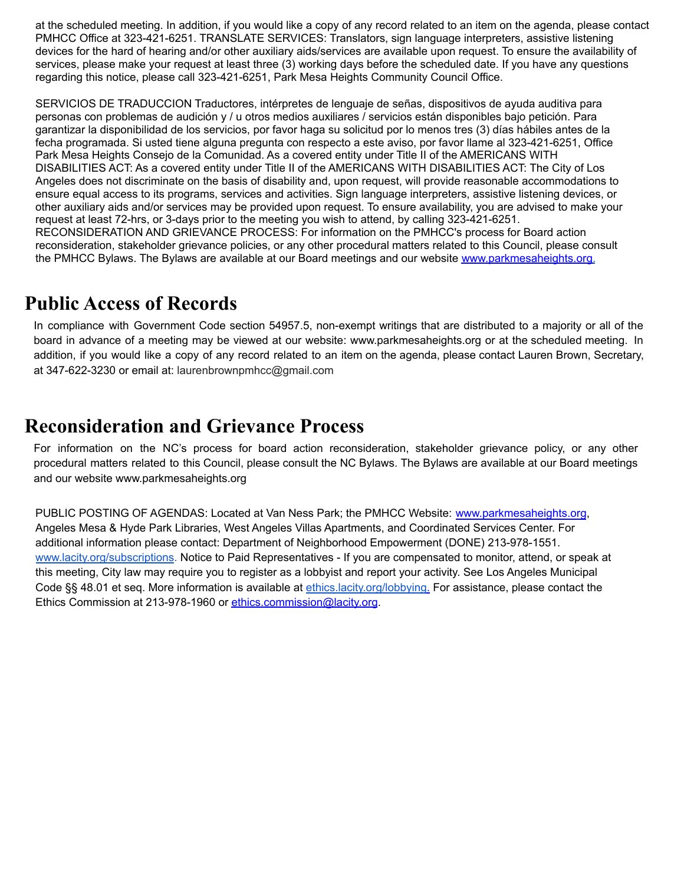at the scheduled meeting. In addition, if you would like a copy of any record related to an item on the agenda, please contact PMHCC Office at 323-421-6251. TRANSLATE SERVICES: Translators, sign language interpreters, assistive listening devices for the hard of hearing and/or other auxiliary aids/services are available upon request. To ensure the availability of services, please make your request at least three (3) working days before the scheduled date. If you have any questions regarding this notice, please call 323-421-6251, Park Mesa Heights Community Council Office.

SERVICIOS DE TRADUCCION Traductores, intérpretes de lenguaje de señas, dispositivos de ayuda auditiva para personas con problemas de audición y / u otros medios auxiliares / servicios están disponibles bajo petición. Para garantizar la disponibilidad de los servicios, por favor haga su solicitud por lo menos tres (3) días hábiles antes de la fecha programada. Si usted tiene alguna pregunta con respecto a este aviso, por favor llame al 323-421-6251, Office Park Mesa Heights Consejo de la Comunidad. As a covered entity under Title II of the AMERICANS WITH DISABILITIES ACT: As a covered entity under Title II of the AMERICANS WITH DISABILITIES ACT: The City of Los Angeles does not discriminate on the basis of disability and, upon request, will provide reasonable accommodations to ensure equal access to its programs, services and activities. Sign language interpreters, assistive listening devices, or other auxiliary aids and/or services may be provided upon request. To ensure availability, you are advised to make your request at least 72-hrs, or 3-days prior to the meeting you wish to attend, by calling 323-421-6251. RECONSIDERATION AND GRIEVANCE PROCESS: For information on the PMHCC's process for Board action reconsideration, stakeholder grievance policies, or any other procedural matters related to this Council, please consult the PMHCC Bylaws. The Bylaws are available at our Board meetings and our website [www.parkmesaheights.org.](www.parkmesaheights.org)

# Public Access of Records

In compliance with Government Code section 54957.5, non-exempt writings that are distributed to a majority or all of the board in advance of a meeting may be viewed at our website: www.parkmesaheights.org or at the scheduled meeting. In addition, if you would like a copy of any record related to an item on the agenda, please contact Lauren Brown, Secretary, at 347-622-3230 or email at: laurenbrownpmhcc@gmail.com

# Reconsideration and Grievance Process

For information on the NC's process for board action reconsideration, stakeholder grievance policy, or any other procedural matters related to this Council, please consult the NC Bylaws. The Bylaws are available at our Board meetings and our website www.parkmesaheights.org

PUBLIC POSTING OF AGENDAS: Located at Van Ness Park; the PMHCC Website: [www.parkmesaheights.org](www.parkmesaheights.org), Angeles Mesa & Hyde Park Libraries, West Angeles Villas Apartments, and Coordinated Services Center. For additional information please contact: Department of Neighborhood Empowerment (DONE) 213-978-1551. [www.lacity.org/subscriptions.](www.lacity.org/subscriptions) Notice to Paid Representatives - If you are compensated to monitor, attend, or speak at this meeting, City law may require you to register as a lobbyist and report your activity. See Los Angeles Municipal Code §§ 48.01 et seq. More information is available at [ethics.lacity.org/lobbying.](ethics.lacity.org/lobbying) For assistance, please contact the Ethics Commission at 213-978-1960 or [ethics.commission@lacity.org](mailto:ethics.commission@lacity.org).